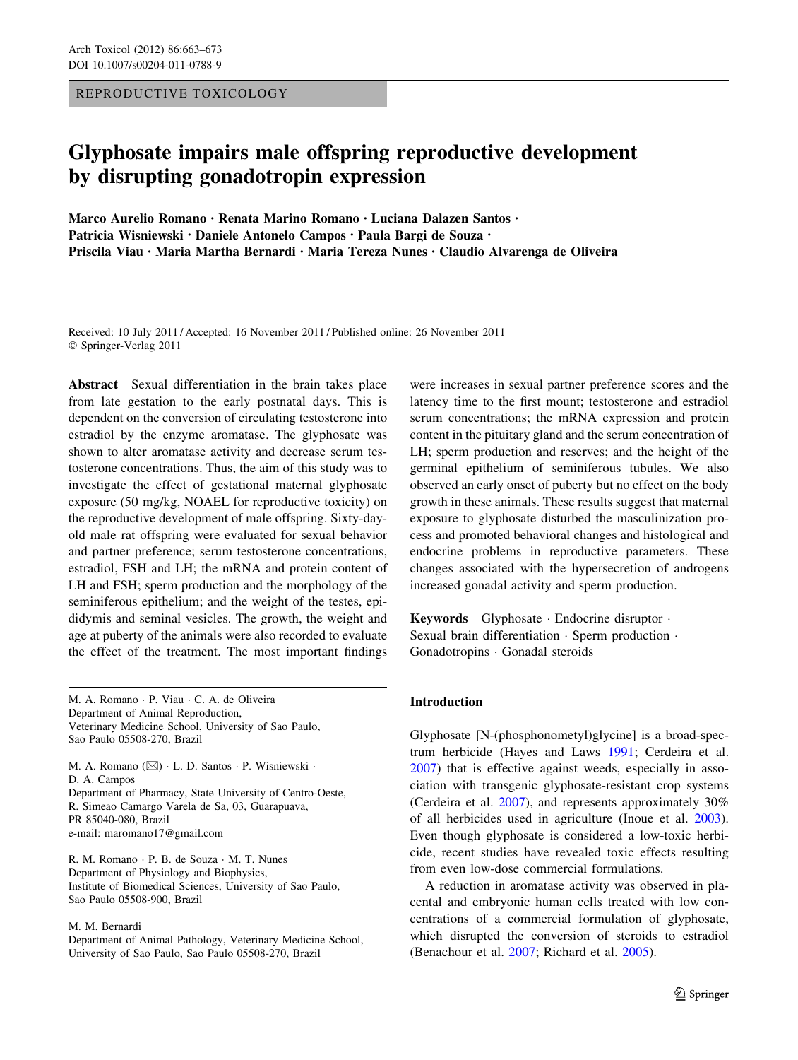REPRODUCTIVE TOXICOLOGY

# Glyphosate impairs male offspring reproductive development by disrupting gonadotropin expression

**Marco Aurelio Romano · Renata Marino Romano · Luciana Dalazen Santos · Patricia Wisniewski · Daniele Antonelo Campos · Paula Bargi de Souza · Priscila Viau · Maria Martha Bernardi · Maria Tereza Nunes · Claudio Alvarenga de Oliveira**

Received: 10 July 2011 / Accepted: 16 November 2011 / Published online: 26 November 2011
© Springer-Verlag 2011

**Abstract** Sexual differentiation in the brain takes place from late gestation to the early postnatal days. This is dependent on the conversion of circulating testosterone into estradiol by the enzyme aromatase. The glyphosate was shown to alter aromatase activity and decrease serum testosterone concentrations. Thus, the aim of this study was to investigate the effect of gestational maternal glyphosate exposure (50 mg/kg, NOAEL for reproductive toxicity) on the reproductive development of male offspring. Sixty-day-old male rat offspring were evaluated for sexual behavior and partner preference; serum testosterone concentrations, estradiol, FSH and LH; the mRNA and protein content of LH and FSH; sperm production and the morphology of the seminiferous epithelium; and the weight of the testes, epididymis and seminal vesicles. The growth, the weight and age at puberty of the animals were also recorded to evaluate the effect of the treatment. The most important findings were increases in sexual partner preference scores and the latency time to the first mount; testosterone and estradiol serum concentrations; the mRNA expression and protein content in the pituitary gland and the serum concentration of LH; sperm production and reserves; and the height of the germinal epithelium of seminiferous tubules. We also observed an early onset of puberty but no effect on the body growth in these animals. These results suggest that maternal exposure to glyphosate disturbed the masculinization process and promoted behavioral changes and histological and endocrine problems in reproductive parameters. These changes associated with the hypersecretion of androgens increased gonadal activity and sperm production.

**Keywords** Glyphosate · Endocrine disruptor · Sexual brain differentiation · Sperm production · Gonadotropins · Gonadal steroids

M. A. Romano · P. Viau · C. A. de Oliveira
Department of Animal Reproduction,
Veterinary Medicine School, University of Sao Paulo,
Sao Paulo 05508-270, Brazil

M. A. Romano (✉) · L. D. Santos · P. Wisniewski ·
D. A. Campos
Department of Pharmacy, State University of Centro-Oeste,
R. Simeao Camargo Varela de Sa, 03, Guarapuava,
PR 85040-080, Brazil
e-mail: maromano17@gmail.com

R. M. Romano · P. B. de Souza · M. T. Nunes
Department of Physiology and Biophysics,
Institute of Biomedical Sciences, University of Sao Paulo,
Sao Paulo 05508-900, Brazil

M. M. Bernardi
Department of Animal Pathology, Veterinary Medicine School,
University of Sao Paulo, Sao Paulo 05508-270, Brazil

## Introduction

Glyphosate [N-(phosphonometyl)glycine] is a broad-spectrum herbicide (Hayes and Laws 1991; Cerdeira et al. 2007) that is effective against weeds, especially in association with transgenic glyphosate-resistant crop systems (Cerdeira et al. 2007), and represents approximately 30% of all herbicides used in agriculture (Inoue et al. 2003). Even though glyphosate is considered a low-toxic herbicide, recent studies have revealed toxic effects resulting from even low-dose commercial formulations.

A reduction in aromatase activity was observed in placental and embryonic human cells treated with low concentrations of a commercial formulation of glyphosate, which disrupted the conversion of steroids to estradiol (Benachour et al. 2007; Richard et al. 2005).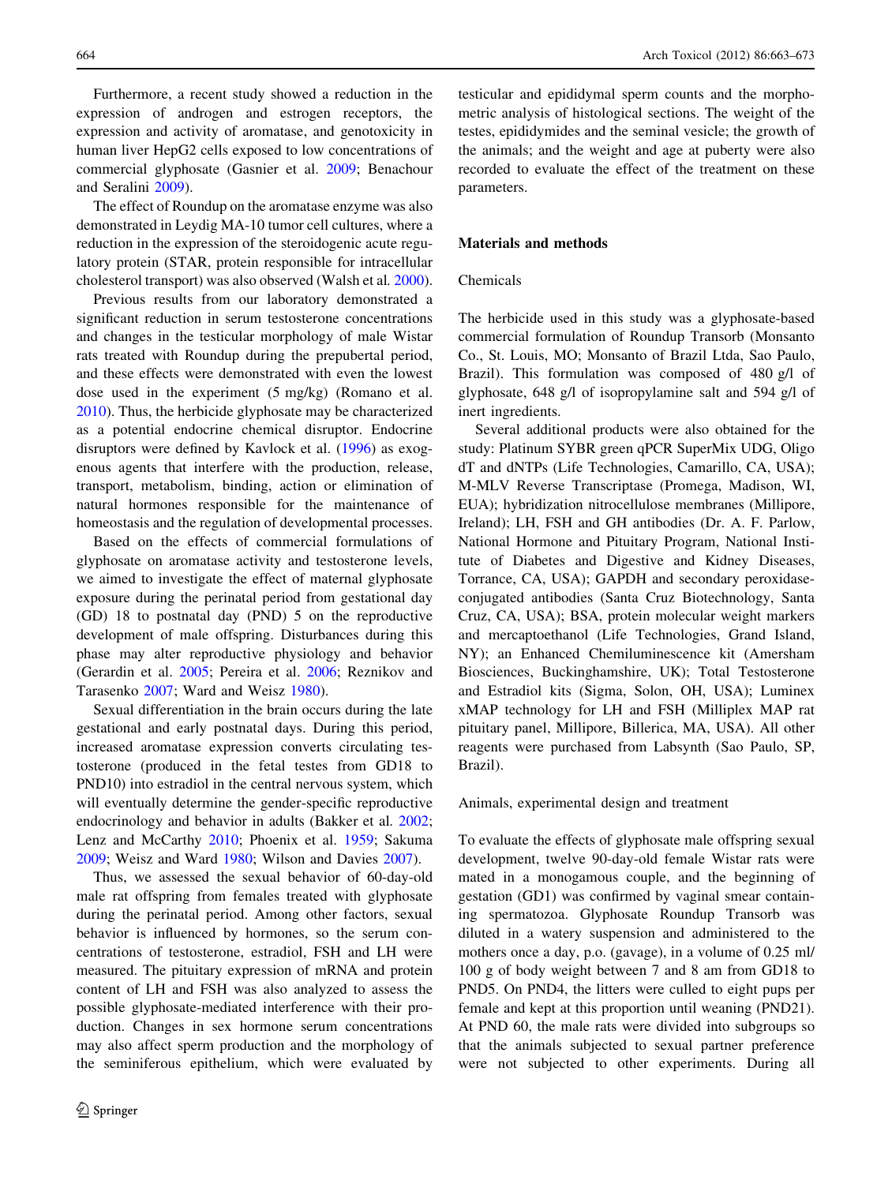Furthermore, a recent study showed a reduction in the expression of androgen and estrogen receptors, the expression and activity of aromatase, and genotoxicity in human liver HepG2 cells exposed to low concentrations of commercial glyphosate (Gasnier et al. 2009; Benachour and Seralini 2009).

The effect of Roundup on the aromatase enzyme was also demonstrated in Leydig MA-10 tumor cell cultures, where a reduction in the expression of the steroidogenic acute regulatory protein (STAR, protein responsible for intracellular cholesterol transport) was also observed (Walsh et al. 2000).

Previous results from our laboratory demonstrated a significant reduction in serum testosterone concentrations and changes in the testicular morphology of male Wistar rats treated with Roundup during the prepubertal period, and these effects were demonstrated with even the lowest dose used in the experiment (5 mg/kg) (Romano et al. 2010). Thus, the herbicide glyphosate may be characterized as a potential endocrine chemical disruptor. Endocrine disruptors were defined by Kavlock et al. (1996) as exogenous agents that interfere with the production, release, transport, metabolism, binding, action or elimination of natural hormones responsible for the maintenance of homeostasis and the regulation of developmental processes.

Based on the effects of commercial formulations of glyphosate on aromatase activity and testosterone levels, we aimed to investigate the effect of maternal glyphosate exposure during the perinatal period from gestational day (GD) 18 to postnatal day (PND) 5 on the reproductive development of male offspring. Disturbances during this phase may alter reproductive physiology and behavior (Gerardin et al. 2005; Pereira et al. 2006; Reznikov and Tarasenko 2007; Ward and Weisz 1980).

Sexual differentiation in the brain occurs during the late gestational and early postnatal days. During this period, increased aromatase expression converts circulating testosterone (produced in the fetal testes from GD18 to PND10) into estradiol in the central nervous system, which will eventually determine the gender-specific reproductive endocrinology and behavior in adults (Bakker et al. 2002; Lenz and McCarthy 2010; Phoenix et al. 1959; Sakuma 2009; Weisz and Ward 1980; Wilson and Davies 2007).

Thus, we assessed the sexual behavior of 60-day-old male rat offspring from females treated with glyphosate during the perinatal period. Among other factors, sexual behavior is influenced by hormones, so the serum concentrations of testosterone, estradiol, FSH and LH were measured. The pituitary expression of mRNA and protein content of LH and FSH was also analyzed to assess the possible glyphosate-mediated interference with their production. Changes in sex hormone serum concentrations may also affect sperm production and the morphology of the seminiferous epithelium, which were evaluated by testicular and epididymal sperm counts and the morphometric analysis of histological sections. The weight of the testes, epididymides and the seminal vesicle; the growth of the animals; and the weight and age at puberty were also recorded to evaluate the effect of the treatment on these parameters.

## Materials and methods

### Chemicals

The herbicide used in this study was a glyphosate-based commercial formulation of Roundup Transorb (Monsanto Co., St. Louis, MO; Monsanto of Brazil Ltda, Sao Paulo, Brazil). This formulation was composed of 480 g/l of glyphosate, 648 g/l of isopropylamine salt and 594 g/l of inert ingredients.

Several additional products were also obtained for the study: Platinum SYBR green qPCR SuperMix UDG, Oligo dT and dNTPs (Life Technologies, Camarillo, CA, USA); M-MLV Reverse Transcriptase (Promega, Madison, WI, EUA); hybridization nitrocellulose membranes (Millipore, Ireland); LH, FSH and GH antibodies (Dr. A. F. Parlow, National Hormone and Pituitary Program, National Institute of Diabetes and Digestive and Kidney Diseases, Torrance, CA, USA); GAPDH and secondary peroxidase-conjugated antibodies (Santa Cruz Biotechnology, Santa Cruz, CA, USA); BSA, protein molecular weight markers and mercaptoethanol (Life Technologies, Grand Island, NY); an Enhanced Chemiluminescence kit (Amersham Biosciences, Buckinghamshire, UK); Total Testosterone and Estradiol kits (Sigma, Solon, OH, USA); Luminex xMAP technology for LH and FSH (Milliplex MAP rat pituitary panel, Millipore, Billerica, MA, USA). All other reagents were purchased from Labsynth (Sao Paulo, SP, Brazil).

### Animals, experimental design and treatment

To evaluate the effects of glyphosate male offspring sexual development, twelve 90-day-old female Wistar rats were mated in a monogamous couple, and the beginning of gestation (GD1) was confirmed by vaginal smear containing spermatozoa. Glyphosate Roundup Transorb was diluted in a watery suspension and administered to the mothers once a day, p.o. (gavage), in a volume of 0.25 ml/100 g of body weight between 7 and 8 am from GD18 to PND5. On PND4, the litters were culled to eight pups per female and kept at this proportion until weaning (PND21). At PND 60, the male rats were divided into subgroups so that the animals subjected to sexual partner preference were not subjected to other experiments. During all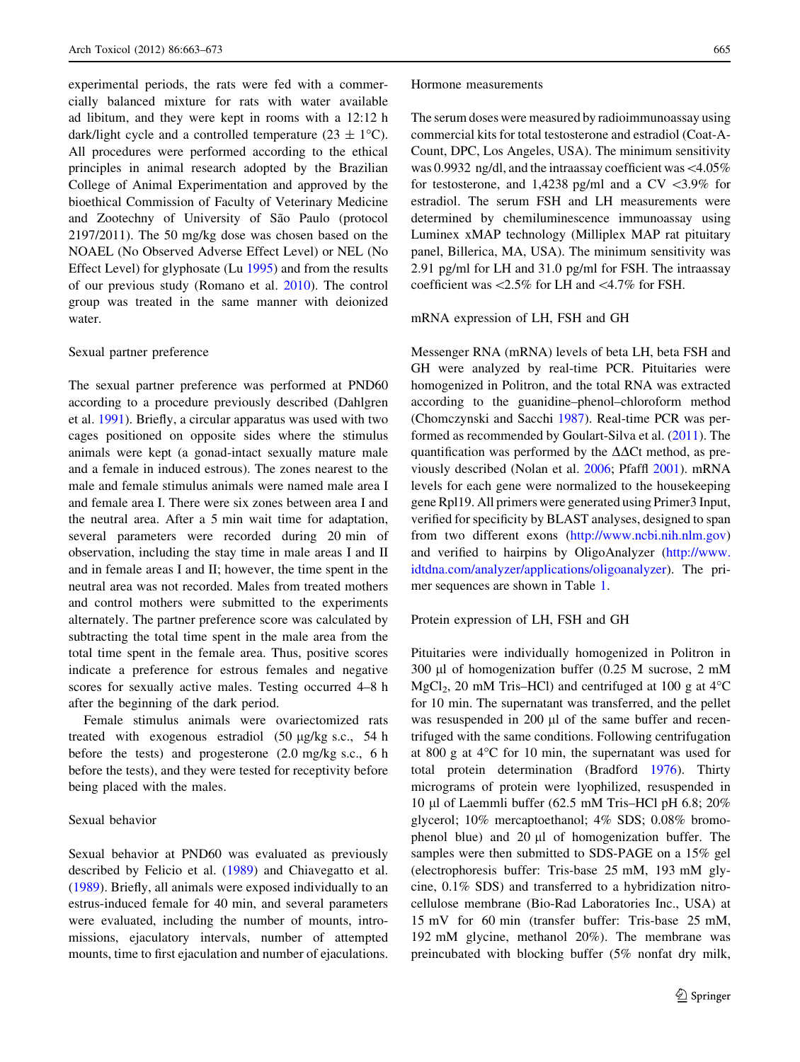experimental periods, the rats were fed with a commercially balanced mixture for rats with water available ad libitum, and they were kept in rooms with a 12:12 h dark/light cycle and a controlled temperature ($23 \pm 1$°C). All procedures were performed according to the ethical principles in animal research adopted by the Brazilian College of Animal Experimentation and approved by the bioethical Commission of Faculty of Veterinary Medicine and Zootechny of University of São Paulo (protocol 2197/2011). The 50 mg/kg dose was chosen based on the NOAEL (No Observed Adverse Effect Level) or NEL (No Effect Level) for glyphosate (Lu 1995) and from the results of our previous study (Romano et al. 2010). The control group was treated in the same manner with deionized water.

### Sexual partner preference

The sexual partner preference was performed at PND60 according to a procedure previously described (Dahlgren et al. 1991). Briefly, a circular apparatus was used with two cages positioned on opposite sides where the stimulus animals were kept (a gonad-intact sexually mature male and a female in induced estrous). The zones nearest to the male and female stimulus animals were named male area I and female area I. There were six zones between area I and the neutral area. After a 5 min wait time for adaptation, several parameters were recorded during 20 min of observation, including the stay time in male areas I and II and in female areas I and II; however, the time spent in the neutral area was not recorded. Males from treated mothers and control mothers were submitted to the experiments alternately. The partner preference score was calculated by subtracting the total time spent in the male area from the total time spent in the female area. Thus, positive scores indicate a preference for estrous females and negative scores for sexually active males. Testing occurred 4–8 h after the beginning of the dark period.

Female stimulus animals were ovariectomized rats treated with exogenous estradiol (50 µg/kg s.c., 54 h before the tests) and progesterone (2.0 mg/kg s.c., 6 h before the tests), and they were tested for receptivity before being placed with the males.

### Sexual behavior

Sexual behavior at PND60 was evaluated as previously described by Felicio et al. (1989) and Chiavegatto et al. (1989). Briefly, all animals were exposed individually to an estrus-induced female for 40 min, and several parameters were evaluated, including the number of mounts, intromissions, ejaculatory intervals, number of attempted mounts, time to first ejaculation and number of ejaculations.

### Hormone measurements

The serum doses were measured by radioimmunoassay using commercial kits for total testosterone and estradiol (Coat-A-Count, DPC, Los Angeles, USA). The minimum sensitivity was 0.9932 ng/dl, and the intraassay coefficient was <4.05% for testosterone, and 1,4238 pg/ml and a CV <3.9% for estradiol. The serum FSH and LH measurements were determined by chemiluminescence immunoassay using Luminex xMAP technology (Milliplex MAP rat pituitary panel, Billerica, MA, USA). The minimum sensitivity was 2.91 pg/ml for LH and 31.0 pg/ml for FSH. The intraassay coefficient was <2.5% for LH and <4.7% for FSH.

### mRNA expression of LH, FSH and GH

Messenger RNA (mRNA) levels of beta LH, beta FSH and GH were analyzed by real-time PCR. Pituitaries were homogenized in Politron, and the total RNA was extracted according to the guanidine–phenol–chloroform method (Chomczynski and Sacchi 1987). Real-time PCR was performed as recommended by Goulart-Silva et al. (2011). The quantification was performed by the ΔΔCt method, as previously described (Nolan et al. 2006; Pfaffl 2001). mRNA levels for each gene were normalized to the housekeeping gene Rpl19. All primers were generated using Primer3 Input, verified for specificity by BLAST analyses, designed to span from two different exons (http://www.ncbi.nih.nlm.gov) and verified to hairpins by OligoAnalyzer (http://www.idtdna.com/analyzer/applications/oligoanalyzer). The primer sequences are shown in Table 1.

### Protein expression of LH, FSH and GH

Pituitaries were individually homogenized in Politron in 300 µl of homogenization buffer (0.25 M sucrose, 2 mM $MgCl_2$, 20 mM Tris–HCl) and centrifuged at 100 g at 4°C for 10 min. The supernatant was transferred, and the pellet was resuspended in 200 µl of the same buffer and recentrifuged with the same conditions. Following centrifugation at 800 g at 4°C for 10 min, the supernatant was used for total protein determination (Bradford 1976). Thirty micrograms of protein were lyophilized, resuspended in 10 µl of Laemmli buffer (62.5 mM Tris–HCl pH 6.8; 20% glycerol; 10% mercaptoethanol; 4% SDS; 0.08% bromophenol blue) and 20 µl of homogenization buffer. The samples were then submitted to SDS-PAGE on a 15% gel (electrophoresis buffer: Tris-base 25 mM, 193 mM glycine, 0.1% SDS) and transferred to a hybridization nitrocellulose membrane (Bio-Rad Laboratories Inc., USA) at 15 mV for 60 min (transfer buffer: Tris-base 25 mM, 192 mM glycine, methanol 20%). The membrane was preincubated with blocking buffer (5% nonfat dry milk,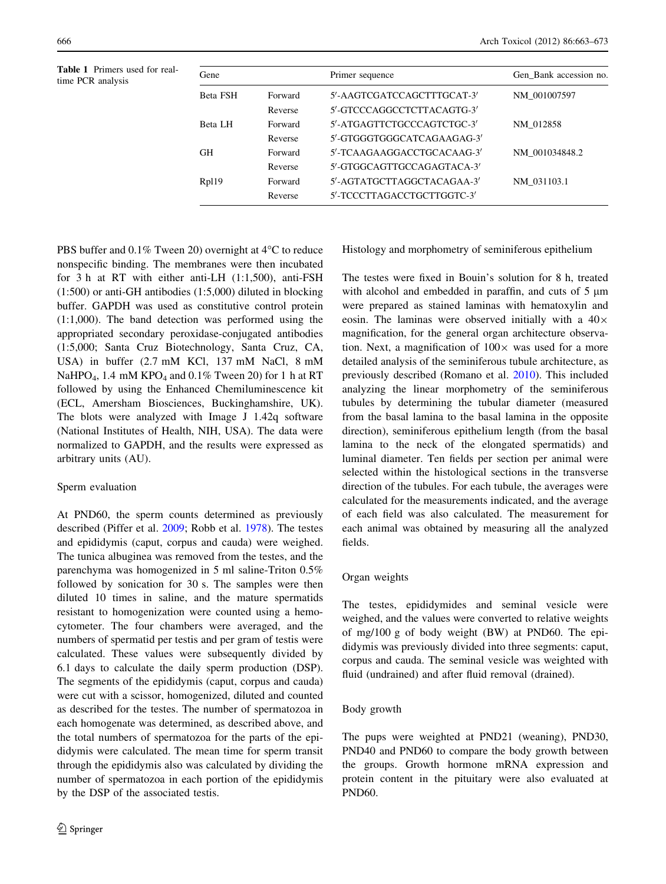**Table 1** Primers used for real-time PCR analysis

| Gene | | Primer sequence | Gen_Bank accession no. |
|---|---|---|---|
| Beta FSH | Forward | 5′-AAGTCGATCCAGCTTTGCAT-3′ | NM_001007597 |
| | Reverse | 5′-GTCCCAGGCCTCTTACAGTG-3′ | |
| Beta LH | Forward | 5′-ATGAGTTCTGCCCAGTCTGC-3′ | NM_012858 |
| | Reverse | 5′-GTGGGTGGGCATCAGAAGAG-3′ | |
| GH | Forward | 5′-TCAAGAAGGACCTGCACAAG-3′ | NM_001034848.2 |
| | Reverse | 5′-GTGGCAGTTGCCAGAGTACA-3′ | |
| Rpl19 | Forward | 5′-AGTATGCTTAGGCTACAGAA-3′ | NM_031103.1 |
| | Reverse | 5′-TCCCTTAGACCTGCTTGGTC-3′ | |

PBS buffer and 0.1% Tween 20) overnight at 4°C to reduce nonspecific binding. The membranes were then incubated for 3 h at RT with either anti-LH (1:1,500), anti-FSH (1:500) or anti-GH antibodies (1:5,000) diluted in blocking buffer. GAPDH was used as constitutive control protein (1:1,000). The band detection was performed using the appropriated secondary peroxidase-conjugated antibodies (1:5,000; Santa Cruz Biotechnology, Santa Cruz, CA, USA) in buffer (2.7 mM KCl, 137 mM NaCl, 8 mM $NaHPO_4$, 1.4 mM $KPO_4$ and 0.1% Tween 20) for 1 h at RT followed by using the Enhanced Chemiluminescence kit (ECL, Amersham Biosciences, Buckinghamshire, UK). The blots were analyzed with Image J 1.42q software (National Institutes of Health, NIH, USA). The data were normalized to GAPDH, and the results were expressed as arbitrary units (AU).

### Sperm evaluation

At PND60, the sperm counts determined as previously described (Piffer et al. 2009; Robb et al. 1978). The testes and epididymis (caput, corpus and cauda) were weighed. The tunica albuginea was removed from the testes, and the parenchyma was homogenized in 5 ml saline-Triton 0.5% followed by sonication for 30 s. The samples were then diluted 10 times in saline, and the mature spermatids resistant to homogenization were counted using a hemocytometer. The four chambers were averaged, and the numbers of spermatid per testis and per gram of testis were calculated. These values were subsequently divided by 6.1 days to calculate the daily sperm production (DSP). The segments of the epididymis (caput, corpus and cauda) were cut with a scissor, homogenized, diluted and counted as described for the testes. The number of spermatozoa in each homogenate was determined, as described above, and the total numbers of spermatozoa for the parts of the epididymis were calculated. The mean time for sperm transit through the epididymis also was calculated by dividing the number of spermatozoa in each portion of the epididymis by the DSP of the associated testis.

### Histology and morphometry of seminiferous epithelium

The testes were fixed in Bouin's solution for 8 h, treated with alcohol and embedded in paraffin, and cuts of 5 μm were prepared as stained laminas with hematoxylin and eosin. The laminas were observed initially with a 40× magnification, for the general organ architecture observation. Next, a magnification of 100× was used for a more detailed analysis of the seminiferous tubule architecture, as previously described (Romano et al. 2010). This included analyzing the linear morphometry of the seminiferous tubules by determining the tubular diameter (measured from the basal lamina to the basal lamina in the opposite direction), seminiferous epithelium length (from the basal lamina to the neck of the elongated spermatids) and luminal diameter. Ten fields per section per animal were selected within the histological sections in the transverse direction of the tubules. For each tubule, the averages were calculated for the measurements indicated, and the average of each field was also calculated. The measurement for each animal was obtained by measuring all the analyzed fields.

### Organ weights

The testes, epididymides and seminal vesicle were weighed, and the values were converted to relative weights of mg/100 g of body weight (BW) at PND60. The epididymis was previously divided into three segments: caput, corpus and cauda. The seminal vesicle was weighted with fluid (undrained) and after fluid removal (drained).

### Body growth

The pups were weighted at PND21 (weaning), PND30, PND40 and PND60 to compare the body growth between the groups. Growth hormone mRNA expression and protein content in the pituitary were also evaluated at PND60.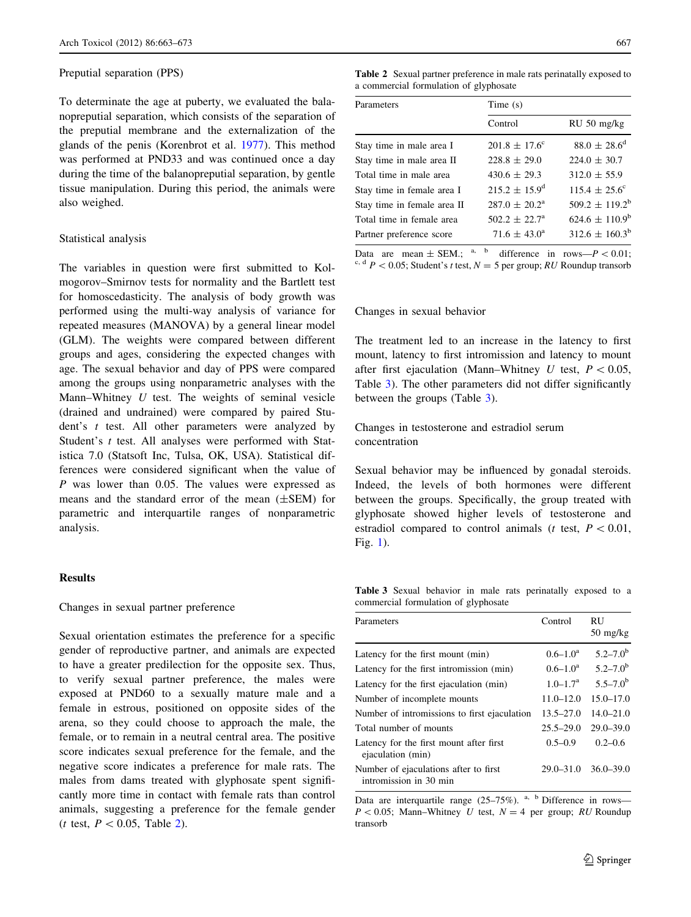### Preputial separation (PPS)

To determinate the age at puberty, we evaluated the balanopreputial separation, which consists of the separation of the preputial membrane and the externalization of the glands of the penis (Korenbrot et al. 1977). This method was performed at PND33 and was continued once a day during the time of the balanopreputial separation, by gentle tissue manipulation. During this period, the animals were also weighed.

### Statistical analysis

The variables in question were first submitted to Kolmogorov–Smirnov tests for normality and the Bartlett test for homoscedasticity. The analysis of body growth was performed using the multi-way analysis of variance for repeated measures (MANOVA) by a general linear model (GLM). The weights were compared between different groups and ages, considering the expected changes with age. The sexual behavior and day of PPS were compared among the groups using nonparametric analyses with the Mann–Whitney *U* test. The weights of seminal vesicle (drained and undrained) were compared by paired Student's *t* test. All other parameters were analyzed by Student's *t* test. All analyses were performed with Statistica 7.0 (Statsoft Inc, Tulsa, OK, USA). Statistical differences were considered significant when the value of *P* was lower than 0.05. The values were expressed as means and the standard error of the mean (±SEM) for parametric and interquartile ranges of nonparametric analysis.

## Results

### Changes in sexual partner preference

Sexual orientation estimates the preference for a specific gender of reproductive partner, and animals are expected to have a greater predilection for the opposite sex. Thus, to verify sexual partner preference, the males were exposed at PND60 to a sexually mature male and a female in estrous, positioned on opposite sides of the arena, so they could choose to approach the male, the female, or to remain in a neutral central area. The positive score indicates sexual preference for the female, and the negative score indicates a preference for male rats. The males from dams treated with glyphosate spent significantly more time in contact with female rats than control animals, suggesting a preference for the female gender (*t* test, $P < 0.05$, Table 2).

**Table 2** Sexual partner preference in male rats perinatally exposed to a commercial formulation of glyphosate

| Parameters | Time (s) | |
|---|---|---|
| | Control | RU 50 mg/kg |
| Stay time in male area I | $201.8 \pm 17.6^{c}$ | $88.0 \pm 28.6^{d}$ |
| Stay time in male area II | $228.8 \pm 29.0$ | $224.0 \pm 30.7$ |
| Total time in male area | $430.6 \pm 29.3$ | $312.0 \pm 55.9$ |
| Stay time in female area I | $215.2 \pm 15.9^{d}$ | $115.4 \pm 25.6^{c}$ |
| Stay time in female area II | $287.0 \pm 20.2^{a}$ | $509.2 \pm 119.2^{b}$ |
| Total time in female area | $502.2 \pm 22.7^{a}$ | $624.6 \pm 110.9^{b}$ |
| Partner preference score | $71.6 \pm 43.0^{a}$ | $312.6 \pm 160.3^{b}$ |

Data are mean ± SEM.; [a, b] difference in rows—$P < 0.01$; [c, d] $P < 0.05$; Student's *t* test, $N = 5$ per group; *RU* Roundup transorb

### Changes in sexual behavior

The treatment led to an increase in the latency to first mount, latency to first intromission and latency to mount after first ejaculation (Mann–Whitney *U* test, $P < 0.05$, Table 3). The other parameters did not differ significantly between the groups (Table 3).

### Changes in testosterone and estradiol serum concentration

Sexual behavior may be influenced by gonadal steroids. Indeed, the levels of both hormones were different between the groups. Specifically, the group treated with glyphosate showed higher levels of testosterone and estradiol compared to control animals (*t* test, $P < 0.01$, Fig. 1).

**Table 3** Sexual behavior in male rats perinatally exposed to a commercial formulation of glyphosate

| Parameters | Control | RU 50 mg/kg |
|---|---|---|
| Latency for the first mount (min) | $0.6–1.0^{a}$ | $5.2–7.0^{b}$ |
| Latency for the first intromission (min) | $0.6–1.0^{a}$ | $5.2–7.0^{b}$ |
| Latency for the first ejaculation (min) | $1.0–1.7^{a}$ | $5.5–7.0^{b}$ |
| Number of incomplete mounts | 11.0–12.0 | 15.0–17.0 |
| Number of intromissions to first ejaculation | 13.5–27.0 | 14.0–21.0 |
| Total number of mounts | 25.5–29.0 | 29.0–39.0 |
| Latency for the first mount after first ejaculation (min) | 0.5–0.9 | 0.2–0.6 |
| Number of ejaculations after to first intromission in 30 min | 29.0–31.0 | 36.0–39.0 |

Data are interquartile range (25–75%). [a, b] Difference in rows—$P < 0.05$; Mann–Whitney *U* test, $N = 4$ per group; *RU* Roundup transorb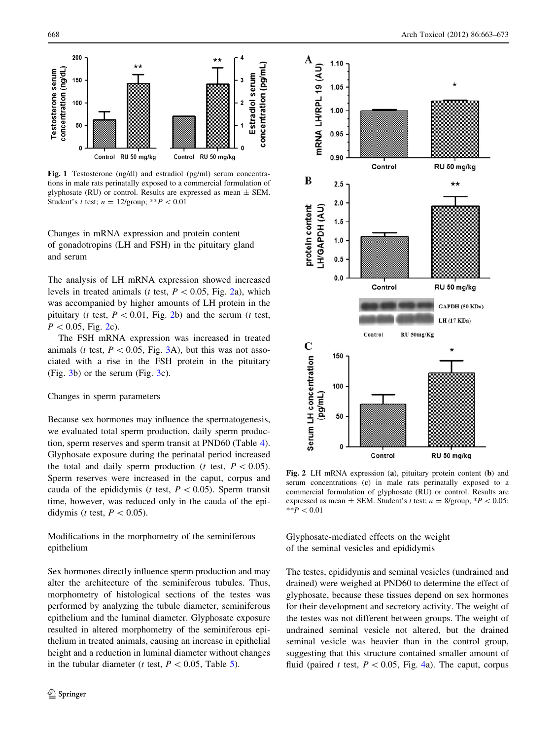Fig. 1 Testosterone (ng/dl) and estradiol (pg/ml) serum concentrations in male rats perinatally exposed to a commercial formulation of glyphosate (RU) or control. Results are expressed as mean ± SEM. Student's *t* test; $n = 12$/group; **$P < 0.01$

Changes in mRNA expression and protein content of gonadotropins (LH and FSH) in the pituitary gland and serum

The analysis of LH mRNA expression showed increased levels in treated animals (*t* test, $P < 0.05$, Fig. 2a), which was accompanied by higher amounts of LH protein in the pituitary (*t* test, $P < 0.01$, Fig. 2b) and the serum (*t* test, $P < 0.05$, Fig. 2c).

The FSH mRNA expression was increased in treated animals (*t* test, $P < 0.05$, Fig. 3A), but this was not associated with a rise in the FSH protein in the pituitary (Fig. 3b) or the serum (Fig. 3c).

Changes in sperm parameters

Because sex hormones may influence the spermatogenesis, we evaluated total sperm production, daily sperm production, sperm reserves and sperm transit at PND60 (Table 4). Glyphosate exposure during the perinatal period increased the total and daily sperm production (*t* test, $P < 0.05$). Sperm reserves were increased in the caput, corpus and cauda of the epididymis (*t* test, $P < 0.05$). Sperm transit time, however, was reduced only in the cauda of the epididymis (*t* test, $P < 0.05$).

Modifications in the morphometry of the seminiferous epithelium

Sex hormones directly influence sperm production and may alter the architecture of the seminiferous tubules. Thus, morphometry of histological sections of the testes was performed by analyzing the tubule diameter, seminiferous epithelium and the luminal diameter. Glyphosate exposure resulted in altered morphometry of the seminiferous epithelium in treated animals, causing an increase in epithelial height and a reduction in luminal diameter without changes in the tubular diameter (*t* test, $P < 0.05$, Table 5).

Fig. 2 LH mRNA expression (**a**), pituitary protein content (**b**) and serum concentrations (**c**) in male rats perinatally exposed to a commercial formulation of glyphosate (RU) or control. Results are expressed as mean ± SEM. Student's *t* test; $n = 8$/group; *$P < 0.05$; **$P < 0.01$

Glyphosate-mediated effects on the weight of the seminal vesicles and epididymis

The testes, epididymis and seminal vesicles (undrained and drained) were weighed at PND60 to determine the effect of glyphosate, because these tissues depend on sex hormones for their development and secretory activity. The weight of the testes was not different between groups. The weight of undrained seminal vesicle not altered, but the drained seminal vesicle was heavier than in the control group, suggesting that this structure contained smaller amount of fluid (paired *t* test, $P < 0.05$, Fig. 4a). The caput, corpus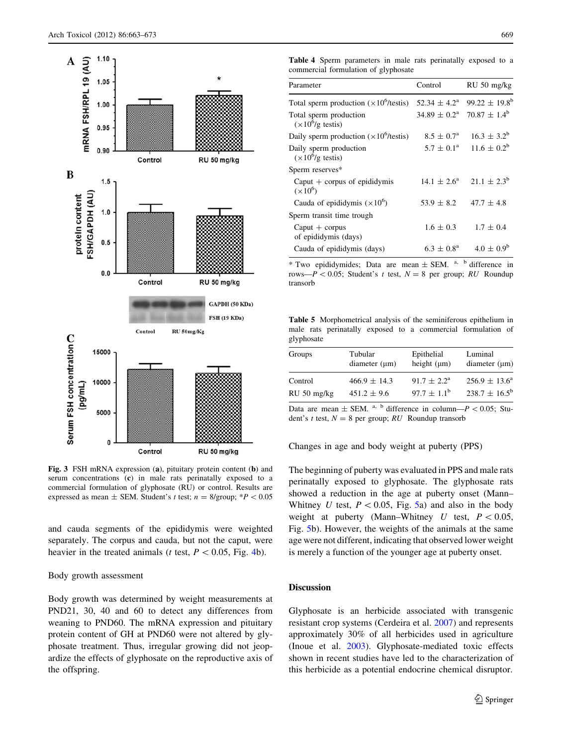Fig. 3 FSH mRNA expression (**a**), pituitary protein content (**b**) and serum concentrations (**c**) in male rats perinatally exposed to a commercial formulation of glyphosate (RU) or control. Results are expressed as mean ± SEM. Student's *t* test; $n = 8$/group; *$P < 0.05$

and cauda segments of the epididymis were weighted separately. The corpus and cauda, but not the caput, were heavier in the treated animals (*t* test, $P < 0.05$, Fig. 4b).

### Body growth assessment

Body growth was determined by weight measurements at PND21, 30, 40 and 60 to detect any differences from weaning to PND60. The mRNA expression and pituitary protein content of GH at PND60 were not altered by glyphosate treatment. Thus, irregular growing did not jeopardize the effects of glyphosate on the reproductive axis of the offspring.

**Table 4** Sperm parameters in male rats perinatally exposed to a commercial formulation of glyphosate

| Parameter | Control | RU 50 mg/kg |
|---|---|---|
| Total sperm production ($\times 10^6$/testis) | 52.34 ± 4.2[a] | 99.22 ± 19.8[b] |
| Total sperm production ($\times 10^6$/g testis) | 34.89 ± 0.2[a] | 70.87 ± 1.4[b] |
| Daily sperm production ($\times 10^6$/testis) | 8.5 ± 0.7[a] | 16.3 ± 3.2[b] |
| Daily sperm production ($\times 10^6$/g testis) | 5.7 ± 0.1[a] | 11.6 ± 0.2[b] |
| Sperm reserves* | | |
| Caput + corpus of epididymis ($\times 10^6$) | 14.1 ± 2.6[a] | 21.1 ± 2.3[b] |
| Cauda of epididymis ($\times 10^6$) | 53.9 ± 8.2 | 47.7 ± 4.8 |
| Sperm transit time trough | | |
| Caput + corpus of epididymis (days) | 1.6 ± 0.3 | 1.7 ± 0.4 |
| Cauda of epididymis (days) | 6.3 ± 0.8[a] | 4.0 ± 0.9[b] |

* Two epididymides; Data are mean ± SEM. [a, b] difference in rows—$P < 0.05$; Student's *t* test, $N = 8$ per group; *RU* Roundup transorb

**Table 5** Morphometrical analysis of the seminiferous epithelium in male rats perinatally exposed to a commercial formulation of glyphosate

| Groups | Tubular diameter (μm) | Epithelial height (μm) | Luminal diameter (μm) |
|---|---|---|---|
| Control | 466.9 ± 14.3 | 91.7 ± 2.2[a] | 256.9 ± 13.6[a] |
| RU 50 mg/kg | 451.2 ± 9.6 | 97.7 ± 1.1[b] | 238.7 ± 16.5[b] |

Data are mean ± SEM. [a, b] difference in column—$P < 0.05$; Student's *t* test, $N = 8$ per group; *RU* Roundup transorb

### Changes in age and body weight at puberty (PPS)

The beginning of puberty was evaluated in PPS and male rats perinatally exposed to glyphosate. The glyphosate rats showed a reduction in the age at puberty onset (Mann–Whitney *U* test, $P < 0.05$, Fig. 5a) and also in the body weight at puberty (Mann–Whitney *U* test, $P < 0.05$, Fig. 5b). However, the weights of the animals at the same age were not different, indicating that observed lower weight is merely a function of the younger age at puberty onset.

## Discussion

Glyphosate is an herbicide associated with transgenic resistant crop systems (Cerdeira et al. 2007) and represents approximately 30% of all herbicides used in agriculture (Inoue et al. 2003). Glyphosate-mediated toxic effects shown in recent studies have led to the characterization of this herbicide as a potential endocrine chemical disruptor.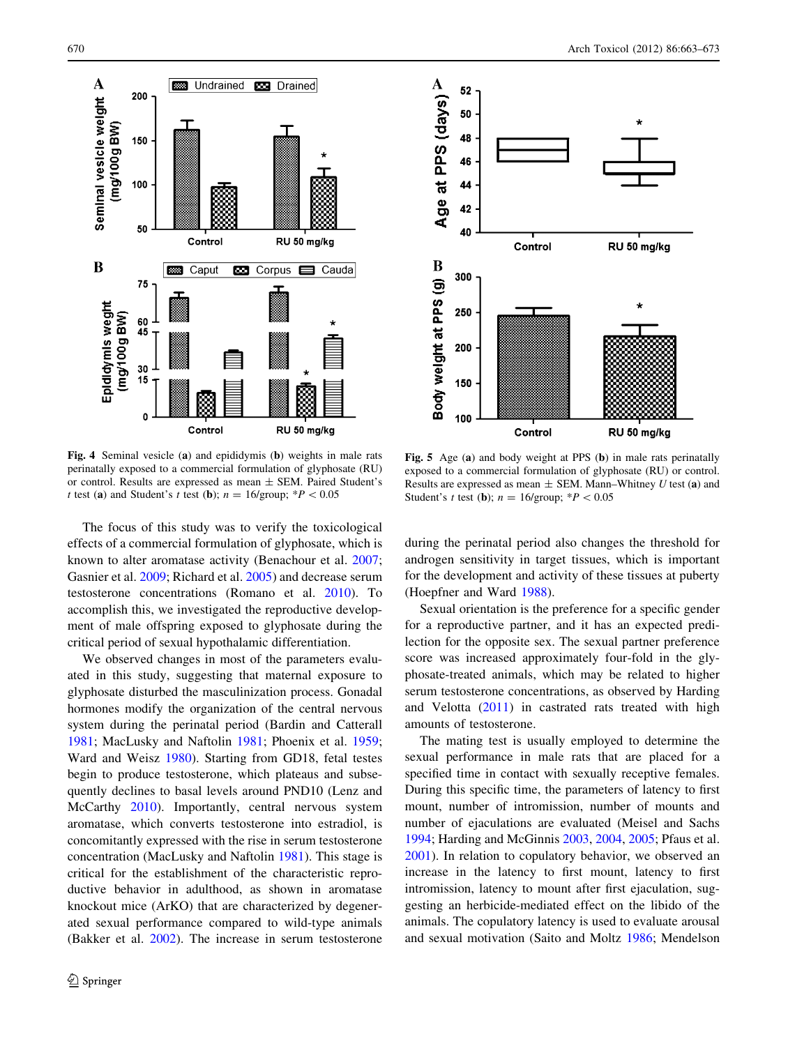**Fig. 4** Seminal vesicle (**a**) and epididymis (**b**) weights in male rats perinatally exposed to a commercial formulation of glyphosate (RU) or control. Results are expressed as mean ± SEM. Paired Student's *t* test (**a**) and Student's *t* test (**b**); $n = 16$/group; $*P < 0.05$

**Fig. 5** Age (**a**) and body weight at PPS (**b**) in male rats perinatally exposed to a commercial formulation of glyphosate (RU) or control. Results are expressed as mean ± SEM. Mann–Whitney *U* test (**a**) and Student's *t* test (**b**); $n = 16$/group; $*P < 0.05$

The focus of this study was to verify the toxicological effects of a commercial formulation of glyphosate, which is known to alter aromatase activity (Benachour et al. 2007; Gasnier et al. 2009; Richard et al. 2005) and decrease serum testosterone concentrations (Romano et al. 2010). To accomplish this, we investigated the reproductive development of male offspring exposed to glyphosate during the critical period of sexual hypothalamic differentiation.

We observed changes in most of the parameters evaluated in this study, suggesting that maternal exposure to glyphosate disturbed the masculinization process. Gonadal hormones modify the organization of the central nervous system during the perinatal period (Bardin and Catterall 1981; MacLusky and Naftolin 1981; Phoenix et al. 1959; Ward and Weisz 1980). Starting from GD18, fetal testes begin to produce testosterone, which plateaus and subsequently declines to basal levels around PND10 (Lenz and McCarthy 2010). Importantly, central nervous system aromatase, which converts testosterone into estradiol, is concomitantly expressed with the rise in serum testosterone concentration (MacLusky and Naftolin 1981). This stage is critical for the establishment of the characteristic reproductive behavior in adulthood, as shown in aromatase knockout mice (ArKO) that are characterized by degenerated sexual performance compared to wild-type animals (Bakker et al. 2002). The increase in serum testosterone during the perinatal period also changes the threshold for androgen sensitivity in target tissues, which is important for the development and activity of these tissues at puberty (Hoepfner and Ward 1988).

Sexual orientation is the preference for a specific gender for a reproductive partner, and it has an expected predilection for the opposite sex. The sexual partner preference score was increased approximately four-fold in the glyphosate-treated animals, which may be related to higher serum testosterone concentrations, as observed by Harding and Velotta (2011) in castrated rats treated with high amounts of testosterone.

The mating test is usually employed to determine the sexual performance in male rats that are placed for a specified time in contact with sexually receptive females. During this specific time, the parameters of latency to first mount, number of intromission, number of mounts and number of ejaculations are evaluated (Meisel and Sachs 1994; Harding and McGinnis 2003, 2004, 2005; Pfaus et al. 2001). In relation to copulatory behavior, we observed an increase in the latency to first mount, latency to first intromission, latency to mount after first ejaculation, suggesting an herbicide-mediated effect on the libido of the animals. The copulatory latency is used to evaluate arousal and sexual motivation (Saito and Moltz 1986; Mendelson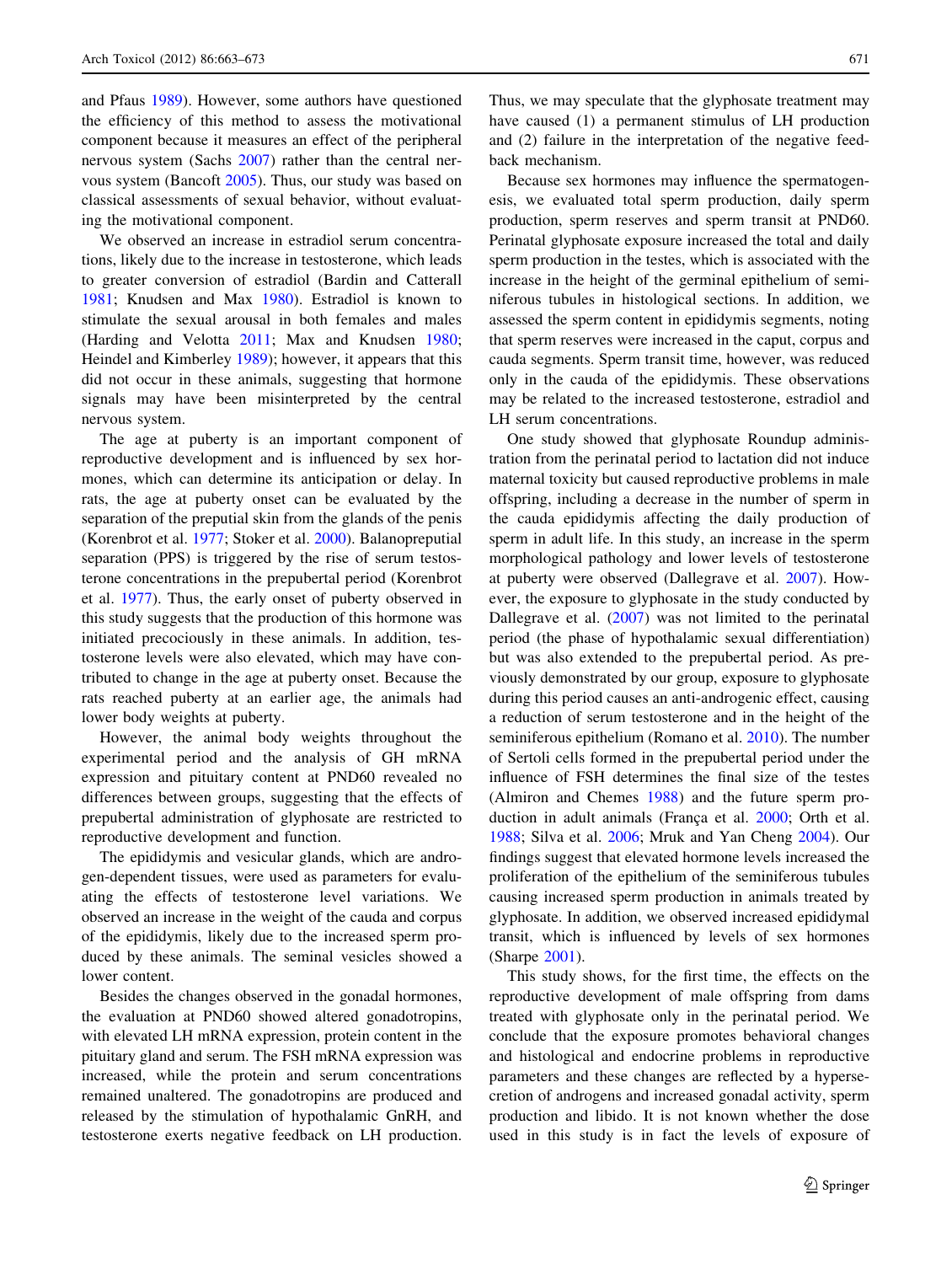and Pfaus 1989). However, some authors have questioned the efficiency of this method to assess the motivational component because it measures an effect of the peripheral nervous system (Sachs 2007) rather than the central nervous system (Bancoft 2005). Thus, our study was based on classical assessments of sexual behavior, without evaluating the motivational component.

We observed an increase in estradiol serum concentrations, likely due to the increase in testosterone, which leads to greater conversion of estradiol (Bardin and Catterall 1981; Knudsen and Max 1980). Estradiol is known to stimulate the sexual arousal in both females and males (Harding and Velotta 2011; Max and Knudsen 1980; Heindel and Kimberley 1989); however, it appears that this did not occur in these animals, suggesting that hormone signals may have been misinterpreted by the central nervous system.

The age at puberty is an important component of reproductive development and is influenced by sex hormones, which can determine its anticipation or delay. In rats, the age at puberty onset can be evaluated by the separation of the preputial skin from the glands of the penis (Korenbrot et al. 1977; Stoker et al. 2000). Balanopreputial separation (PPS) is triggered by the rise of serum testosterone concentrations in the prepubertal period (Korenbrot et al. 1977). Thus, the early onset of puberty observed in this study suggests that the production of this hormone was initiated precociously in these animals. In addition, testosterone levels were also elevated, which may have contributed to change in the age at puberty onset. Because the rats reached puberty at an earlier age, the animals had lower body weights at puberty.

However, the animal body weights throughout the experimental period and the analysis of GH mRNA expression and pituitary content at PND60 revealed no differences between groups, suggesting that the effects of prepubertal administration of glyphosate are restricted to reproductive development and function.

The epididymis and vesicular glands, which are androgen-dependent tissues, were used as parameters for evaluating the effects of testosterone level variations. We observed an increase in the weight of the cauda and corpus of the epididymis, likely due to the increased sperm produced by these animals. The seminal vesicles showed a lower content.

Besides the changes observed in the gonadal hormones, the evaluation at PND60 showed altered gonadotropins, with elevated LH mRNA expression, protein content in the pituitary gland and serum. The FSH mRNA expression was increased, while the protein and serum concentrations remained unaltered. The gonadotropins are produced and released by the stimulation of hypothalamic GnRH, and testosterone exerts negative feedback on LH production. Thus, we may speculate that the glyphosate treatment may have caused (1) a permanent stimulus of LH production and (2) failure in the interpretation of the negative feedback mechanism.

Because sex hormones may influence the spermatogenesis, we evaluated total sperm production, daily sperm production, sperm reserves and sperm transit at PND60. Perinatal glyphosate exposure increased the total and daily sperm production in the testes, which is associated with the increase in the height of the germinal epithelium of seminiferous tubules in histological sections. In addition, we assessed the sperm content in epididymis segments, noting that sperm reserves were increased in the caput, corpus and cauda segments. Sperm transit time, however, was reduced only in the cauda of the epididymis. These observations may be related to the increased testosterone, estradiol and LH serum concentrations.

One study showed that glyphosate Roundup administration from the perinatal period to lactation did not induce maternal toxicity but caused reproductive problems in male offspring, including a decrease in the number of sperm in the cauda epididymis affecting the daily production of sperm in adult life. In this study, an increase in the sperm morphological pathology and lower levels of testosterone at puberty were observed (Dallegrave et al. 2007). However, the exposure to glyphosate in the study conducted by Dallegrave et al. (2007) was not limited to the perinatal period (the phase of hypothalamic sexual differentiation) but was also extended to the prepubertal period. As previously demonstrated by our group, exposure to glyphosate during this period causes an anti-androgenic effect, causing a reduction of serum testosterone and in the height of the seminiferous epithelium (Romano et al. 2010). The number of Sertoli cells formed in the prepubertal period under the influence of FSH determines the final size of the testes (Almiron and Chemes 1988) and the future sperm production in adult animals (França et al. 2000; Orth et al. 1988; Silva et al. 2006; Mruk and Yan Cheng 2004). Our findings suggest that elevated hormone levels increased the proliferation of the epithelium of the seminiferous tubules causing increased sperm production in animals treated by glyphosate. In addition, we observed increased epididymal transit, which is influenced by levels of sex hormones (Sharpe 2001).

This study shows, for the first time, the effects on the reproductive development of male offspring from dams treated with glyphosate only in the perinatal period. We conclude that the exposure promotes behavioral changes and histological and endocrine problems in reproductive parameters and these changes are reflected by a hypersecretion of androgens and increased gonadal activity, sperm production and libido. It is not known whether the dose used in this study is in fact the levels of exposure of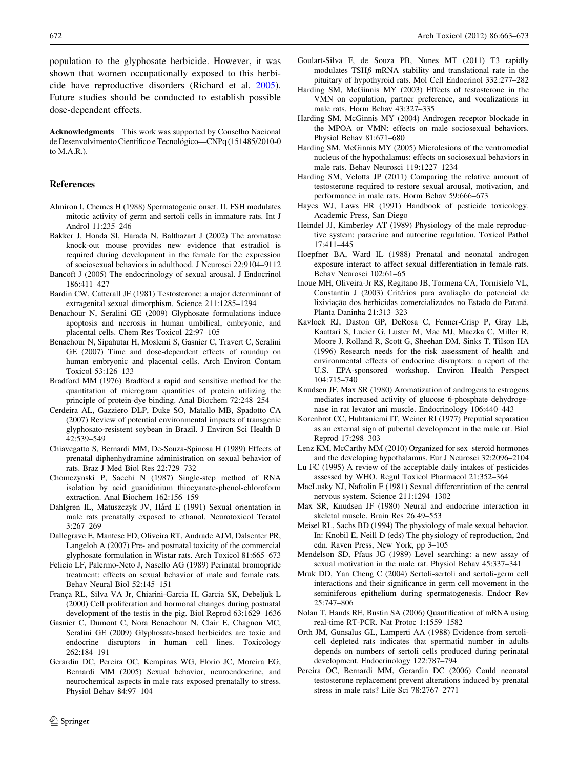population to the glyphosate herbicide. However, it was shown that women occupationally exposed to this herbicide have reproductive disorders (Richard et al. 2005). Future studies should be conducted to establish possible dose-dependent effects.

**Acknowledgments** This work was supported by Conselho Nacional de Desenvolvimento Científico e Tecnológico—CNPq (151485/2010-0 to M.A.R.).

## References

Almiron I, Chemes H (1988) Spermatogenic onset. II. FSH modulates mitotic activity of germ and sertoli cells in immature rats. Int J Androl 11:235–246

Bakker J, Honda SI, Harada N, Balthazart J (2002) The aromatase knock-out mouse provides new evidence that estradiol is required during development in the female for the expression of sociosexual behaviors in adulthood. J Neurosci 22:9104–9112

Bancoft J (2005) The endocrinology of sexual arousal. J Endocrinol 186:411–427

Bardin CW, Catterall JF (1981) Testosterone: a major determinant of extragenital sexual dimorphism. Science 211:1285–1294

Benachour N, Seralini GE (2009) Glyphosate formulations induce apoptosis and necrosis in human umbilical, embryonic, and placental cells. Chem Res Toxicol 22:97–105

Benachour N, Sipahutar H, Moslemi S, Gasnier C, Travert C, Seralini GE (2007) Time and dose-dependent effects of roundup on human embryonic and placental cells. Arch Environ Contam Toxicol 53:126–133

Bradford MM (1976) Bradford a rapid and sensitive method for the quantitation of microgram quantities of protein utilizing the principle of protein-dye binding. Anal Biochem 72:248–254

Cerdeira AL, Gazziero DLP, Duke SO, Matallo MB, Spadotto CA (2007) Review of potential environmental impacts of transgenic glyphosato-resistent soybean in Brazil. J Environ Sci Health B 42:539–549

Chiavegatto S, Bernardi MM, De-Souza-Spinosa H (1989) Effects of prenatal diphenhydramine administration on sexual behavior of rats. Braz J Med Biol Res 22:729–732

Chomczynski P, Sacchi N (1987) Single-step method of RNA isolation by acid guanidinium thiocyanate-phenol-chloroform extraction. Anal Biochem 162:156–159

Dahlgren IL, Matuszczyk JV, Hård E (1991) Sexual orientation in male rats prenatally exposed to ethanol. Neurotoxicol Teratol 3:267–269

Dallegrave E, Mantese FD, Oliveira RT, Andrade AJM, Dalsenter PR, Langeloh A (2007) Pre- and postnatal toxicity of the commercial glyphosate formulation in Wistar rats. Arch Toxicol 81:665–673

Felicio LF, Palermo-Neto J, Nasello AG (1989) Perinatal bromopride treatment: effects on sexual behavior of male and female rats. Behav Neural Biol 52:145–151

França RL, Silva VA Jr, Chiarini-Garcia H, Garcia SK, Debeljuk L (2000) Cell proliferation and hormonal changes during postnatal development of the testis in the pig. Biol Reprod 63:1629–1636

Gasnier C, Dumont C, Nora Benachour N, Clair E, Chagnon MC, Seralini GE (2009) Glyphosate-based herbicides are toxic and endocrine disruptors in human cell lines. Toxicology 262:184–191

Gerardin DC, Pereira OC, Kempinas WG, Florio JC, Moreira EG, Bernardi MM (2005) Sexual behavior, neuroendocrine, and neurochemical aspects in male rats exposed prenatally to stress. Physiol Behav 84:97–104

Goulart-Silva F, de Souza PB, Nunes MT (2011) T3 rapidly modulates TSH$\beta$ mRNA stability and translational rate in the pituitary of hypothyroid rats. Mol Cell Endocrinol 332:277–282

Harding SM, McGinnis MY (2003) Effects of testosterone in the VMN on copulation, partner preference, and vocalizations in male rats. Horm Behav 43:327–335

Harding SM, McGinnis MY (2004) Androgen receptor blockade in the MPOA or VMN: effects on male sociosexual behaviors. Physiol Behav 81:671–680

Harding SM, McGinnis MY (2005) Microlesions of the ventromedial nucleus of the hypothalamus: effects on sociosexual behaviors in male rats. Behav Neurosci 119:1227–1234

Harding SM, Velotta JP (2011) Comparing the relative amount of testosterone required to restore sexual arousal, motivation, and performance in male rats. Horm Behav 59:666–673

Hayes WJ, Laws ER (1991) Handbook of pesticide toxicology. Academic Press, San Diego

Heindel JJ, Kimberley AT (1989) Physiology of the male reproductive system: paracrine and autocrine regulation. Toxicol Pathol 17:411–445

Hoepfner BA, Ward IL (1988) Prenatal and neonatal androgen exposure interact to affect sexual differentiation in female rats. Behav Neurosci 102:61–65

Inoue MH, Oliveira-Jr RS, Regitano JB, Tormena CA, Tornisielo VL, Constantin J (2003) Critérios para avaliação do potencial de lixiviação dos herbicidas comercializados no Estado do Paraná. Planta Daninha 21:313–323

Kavlock RJ, Daston GP, DeRosa C, Fenner-Crisp P, Gray LE, Kaattari S, Lucier G, Luster M, Mac MJ, Maczka C, Miller R, Moore J, Rolland R, Scott G, Sheehan DM, Sinks T, Tilson HA (1996) Research needs for the risk assessment of health and environmental effects of endocrine disruptors: a report of the U.S. EPA-sponsored workshop. Environ Health Perspect 104:715–740

Knudsen JF, Max SR (1980) Aromatization of androgens to estrogens mediates increased activity of glucose 6-phosphate dehydrogenase in rat levator ani muscle. Endocrinology 106:440–443

Korenbrot CC, Huhtaniemi IT, Weiner RI (1977) Preputial separation as an external sign of pubertal development in the male rat. Biol Reprod 17:298–303

Lenz KM, McCarthy MM (2010) Organized for sex–steroid hormones and the developing hypothalamus. Eur J Neurosci 32:2096–2104

Lu FC (1995) A review of the acceptable daily intakes of pesticides assessed by WHO. Regul Toxicol Pharmacol 21:352–364

MacLusky NJ, Naftolin F (1981) Sexual differentiation of the central nervous system. Science 211:1294–1302

Max SR, Knudsen JF (1980) Neural and endocrine interaction in skeletal muscle. Brain Res 26:49–553

Meisel RL, Sachs BD (1994) The physiology of male sexual behavior. In: Knobil E, Neill D (eds) The physiology of reproduction, 2nd edn. Raven Press, New York, pp 3–105

Mendelson SD, Pfaus JG (1989) Level searching: a new assay of sexual motivation in the male rat. Physiol Behav 45:337–341

Mruk DD, Yan Cheng C (2004) Sertoli-sertoli and sertoli-germ cell interactions and their significance in germ cell movement in the seminiferous epithelium during spermatogenesis. Endocr Rev 25:747–806

Nolan T, Hands RE, Bustin SA (2006) Quantification of mRNA using real-time RT-PCR. Nat Protoc 1:1559–1582

Orth JM, Gunsalus GL, Lamperti AA (1988) Evidence from sertoli-cell depleted rats indicates that spermatid number in adults depends on numbers of sertoli cells produced during perinatal development. Endocrinology 122:787–794

Pereira OC, Bernardi MM, Gerardin DC (2006) Could neonatal testosterone replacement prevent alterations induced by prenatal stress in male rats? Life Sci 78:2767–2771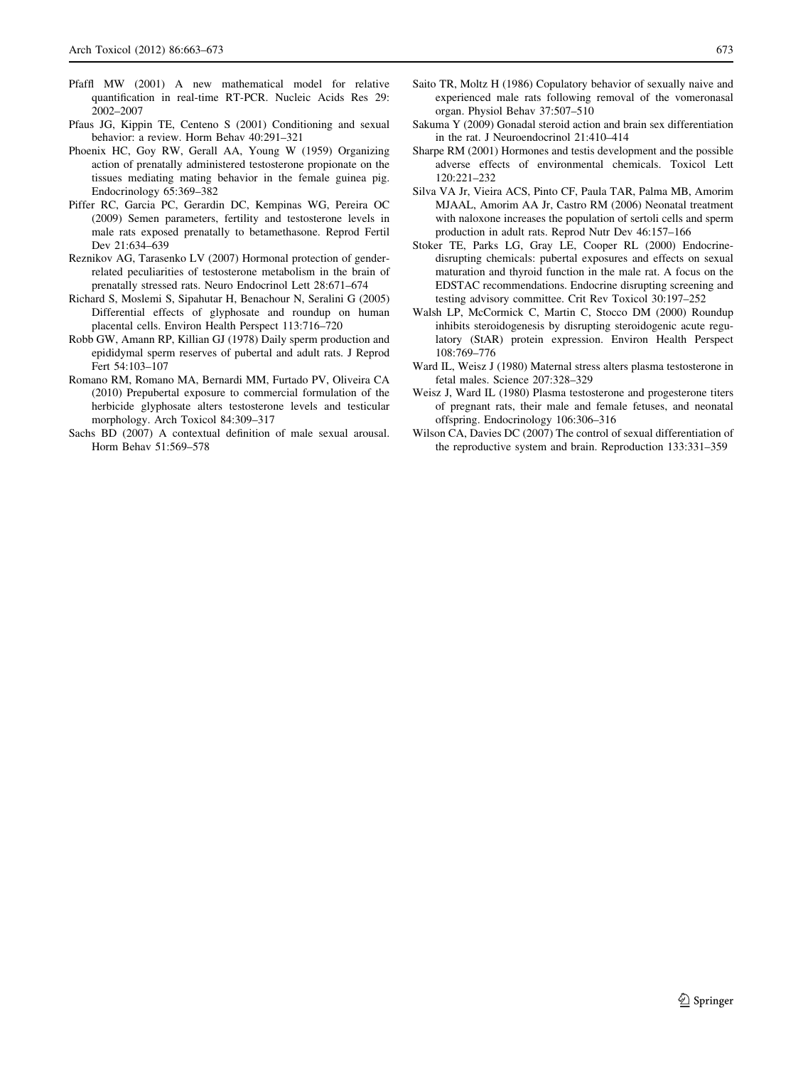Pfaffl MW (2001) A new mathematical model for relative quantification in real-time RT-PCR. Nucleic Acids Res 29: 2002–2007

Pfaus JG, Kippin TE, Centeno S (2001) Conditioning and sexual behavior: a review. Horm Behav 40:291–321

Phoenix HC, Goy RW, Gerall AA, Young W (1959) Organizing action of prenatally administered testosterone propionate on the tissues mediating mating behavior in the female guinea pig. Endocrinology 65:369–382

Piffer RC, Garcia PC, Gerardin DC, Kempinas WG, Pereira OC (2009) Semen parameters, fertility and testosterone levels in male rats exposed prenatally to betamethasone. Reprod Fertil Dev 21:634–639

Reznikov AG, Tarasenko LV (2007) Hormonal protection of gender-related peculiarities of testosterone metabolism in the brain of prenatally stressed rats. Neuro Endocrinol Lett 28:671–674

Richard S, Moslemi S, Sipahutar H, Benachour N, Seralini G (2005) Differential effects of glyphosate and roundup on human placental cells. Environ Health Perspect 113:716–720

Robb GW, Amann RP, Killian GJ (1978) Daily sperm production and epididymal sperm reserves of pubertal and adult rats. J Reprod Fert 54:103–107

Romano RM, Romano MA, Bernardi MM, Furtado PV, Oliveira CA (2010) Prepubertal exposure to commercial formulation of the herbicide glyphosate alters testosterone levels and testicular morphology. Arch Toxicol 84:309–317

Sachs BD (2007) A contextual definition of male sexual arousal. Horm Behav 51:569–578

Saito TR, Moltz H (1986) Copulatory behavior of sexually naive and experienced male rats following removal of the vomeronasal organ. Physiol Behav 37:507–510

Sakuma Y (2009) Gonadal steroid action and brain sex differentiation in the rat. J Neuroendocrinol 21:410–414

Sharpe RM (2001) Hormones and testis development and the possible adverse effects of environmental chemicals. Toxicol Lett 120:221–232

Silva VA Jr, Vieira ACS, Pinto CF, Paula TAR, Palma MB, Amorim MJAAL, Amorim AA Jr, Castro RM (2006) Neonatal treatment with naloxone increases the population of sertoli cells and sperm production in adult rats. Reprod Nutr Dev 46:157–166

Stoker TE, Parks LG, Gray LE, Cooper RL (2000) Endocrine-disrupting chemicals: pubertal exposures and effects on sexual maturation and thyroid function in the male rat. A focus on the EDSTAC recommendations. Endocrine disrupting screening and testing advisory committee. Crit Rev Toxicol 30:197–252

Walsh LP, McCormick C, Martin C, Stocco DM (2000) Roundup inhibits steroidogenesis by disrupting steroidogenic acute regulatory (StAR) protein expression. Environ Health Perspect 108:769–776

Ward IL, Weisz J (1980) Maternal stress alters plasma testosterone in fetal males. Science 207:328–329

Weisz J, Ward IL (1980) Plasma testosterone and progesterone titers of pregnant rats, their male and female fetuses, and neonatal offspring. Endocrinology 106:306–316

Wilson CA, Davies DC (2007) The control of sexual differentiation of the reproductive system and brain. Reproduction 133:331–359